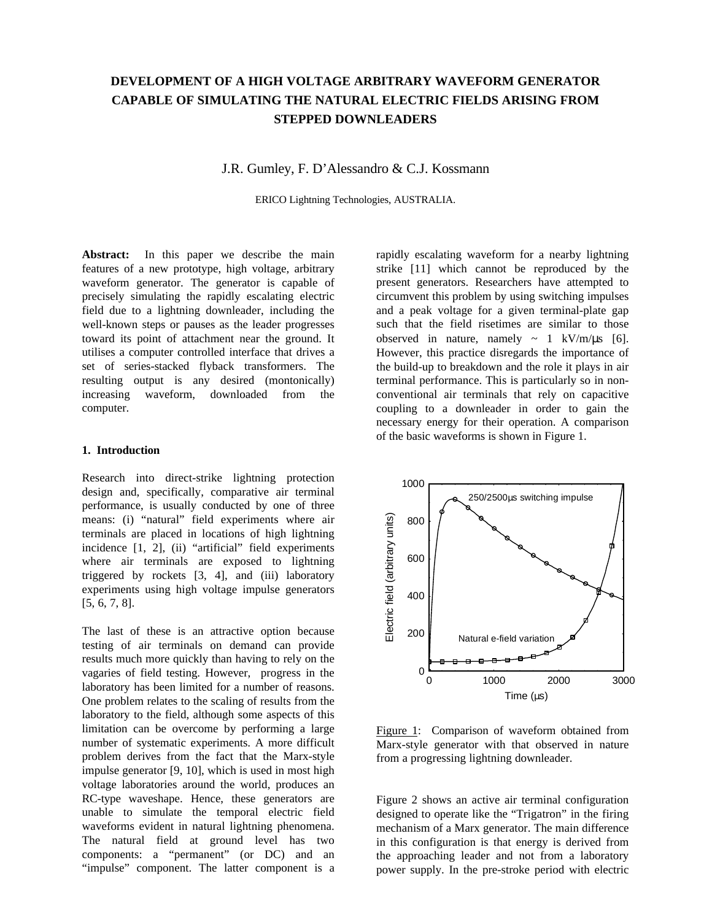# DEVELOPMENT OF A HIGH VOLTAGE ARBITRARY WAVEFORM GENERATOR CAPABLE OF SIMULATING THE NATURAL ELECTRIC FIELDS ARISING FROM STEPPED DOWNLEADERS

J.R. Gumley, F. D'Alessandro & C.J. Kossmann

ERICO Lightning Technologies, AUSTRALIA.

**Abstract:** In this paper we describe the main features of a new prototype, high voltage, arbitrary waveform generator. The generator is capable of precisely simulating the rapidly escalating electric field due to a lightning downleader, including the well-known steps or pauses as the leader progresses toward its point of attachment near the ground. It utilises a computer controlled interface that drives a set of series-stacked flyback transformers. The resulting output is any desired (montonically) increasing waveform, downloaded from the computer.

## 1. Introduction

Research into direct-strike lightning protection design and, specifically, comparative air terminal performance, is usually conducted by one of three means: (i) "natural" field experiments where air terminals are placed in locations of high lightning incidence [1, 2], (ii) "artificial" field experiments where air terminals are exposed to lightning triggered by rockets [3, 4], and (iii) laboratory experiments using high voltage impulse generators [5, 6, 7, 8].

The last of these is an attractive option because testing of air terminals on demand can provide results much more quickly than having to rely on the vagaries of field testing. However, progress in the laboratory has been limited for a number of reasons. One problem relates to the scaling of results from the laboratory to the field, although some aspects of this limitation can be overcome by performing a large number of systematic experiments. A more difficult problem derives from the fact that the Marx-style impulse generator [9, 10], which is used in most high voltage laboratories around the world, produces an RC-type waveshape. Hence, these generators are unable to simulate the temporal electric field waveforms evident in natural lightning phenomena. The natural field at ground level has two components: a "permanent" (or DC) and an "impulse" component. The latter component is a rapidly escalating waveform for a nearby lightning strike [11] which cannot be reproduced by the present generators. Researchers have attempted to circumvent this problem by using switching impulses and a peak voltage for a given terminal-plate gap such that the field risetimes are similar to those observed in nature, namely ~ 1 kV/m/μs [6]. However, this practice disregards the importance of the build-up to breakdown and the role it plays in air terminal performance. This is particularly so in non-conventional air terminals that rely on capacitive coupling to a downleader in order to gain the necessary energy for their operation. A comparison of the basic waveforms is shown in Figure 1.

Figure 1: Comparison of waveform obtained from Marx-style generator with that observed in nature from a progressing lightning downleader.

Figure 2 shows an active air terminal configuration designed to operate like the "Trigatron" in the firing mechanism of a Marx generator. The main difference in this configuration is that energy is derived from the approaching leader and not from a laboratory power supply. In the pre-stroke period with electric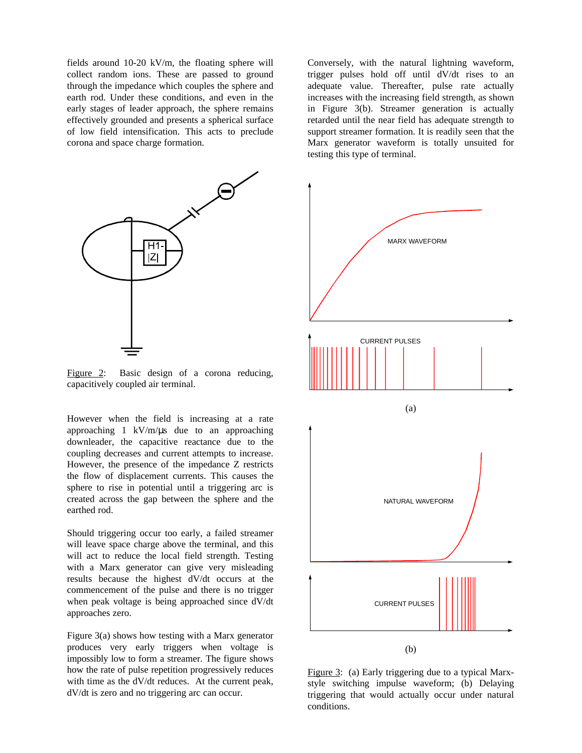fields around 10-20 kV/m, the floating sphere will collect random ions. These are passed to ground through the impedance which couples the sphere and earth rod. Under these conditions, and even in the early stages of leader approach, the sphere remains effectively grounded and presents a spherical surface of low field intensification. This acts to preclude corona and space charge formation.

Figure 2: Basic design of a corona reducing, capacitively coupled air terminal.

However when the field is increasing at a rate approaching 1 kV/m/µs due to an approaching downleader, the capacitive reactance due to the coupling decreases and current attempts to increase. However, the presence of the impedance Z restricts the flow of displacement currents. This causes the sphere to rise in potential until a triggering arc is created across the gap between the sphere and the earthed rod.

Should triggering occur too early, a failed streamer will leave space charge above the terminal, and this will act to reduce the local field strength. Testing with a Marx generator can give very misleading results because the highest dV/dt occurs at the commencement of the pulse and there is no trigger when peak voltage is being approached since dV/dt approaches zero.

Figure 3(a) shows how testing with a Marx generator produces very early triggers when voltage is impossibly low to form a streamer. The figure shows how the rate of pulse repetition progressively reduces with time as the dV/dt reduces. At the current peak, dV/dt is zero and no triggering arc can occur.

Conversely, with the natural lightning waveform, trigger pulses hold off until dV/dt rises to an adequate value. Thereafter, pulse rate actually increases with the increasing field strength, as shown in Figure 3(b). Streamer generation is actually retarded until the near field has adequate strength to support streamer formation. It is readily seen that the Marx generator waveform is totally unsuited for testing this type of terminal.

Figure 3: (a) Early triggering due to a typical Marx-style switching impulse waveform; (b) Delaying triggering that would actually occur under natural conditions.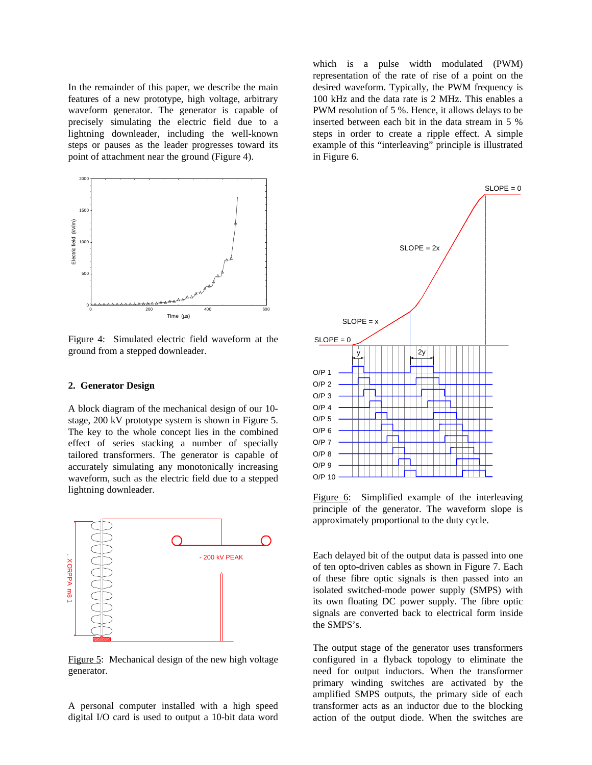In the remainder of this paper, we describe the main features of a new prototype, high voltage, arbitrary waveform generator. The generator is capable of precisely simulating the electric field due to a lightning downleader, including the well-known steps or pauses as the leader progresses toward its point of attachment near the ground (Figure 4).

Figure 4: Simulated electric field waveform at the ground from a stepped downleader.

## 2. Generator Design

A block diagram of the mechanical design of our 10-stage, 200 kV prototype system is shown in Figure 5. The key to the whole concept lies in the combined effect of series stacking a number of specially tailored transformers. The generator is capable of accurately simulating any monotonically increasing waveform, such as the electric field due to a stepped lightning downleader.

Figure 5: Mechanical design of the new high voltage generator.

A personal computer installed with a high speed digital I/O card is used to output a 10-bit data word which is a pulse width modulated (PWM) representation of the rate of rise of a point on the desired waveform. Typically, the PWM frequency is 100 kHz and the data rate is 2 MHz. This enables a PWM resolution of 5 %. Hence, it allows delays to be inserted between each bit in the data stream in 5 % steps in order to create a ripple effect. A simple example of this "interleaving" principle is illustrated in Figure 6.

Figure 6: Simplified example of the interleaving principle of the generator. The waveform slope is approximately proportional to the duty cycle.

Each delayed bit of the output data is passed into one of ten opto-driven cables as shown in Figure 7. Each of these fibre optic signals is then passed into an isolated switched-mode power supply (SMPS) with its own floating DC power supply. The fibre optic signals are converted back to electrical form inside the SMPS's.

The output stage of the generator uses transformers configured in a flyback topology to eliminate the need for output inductors. When the transformer primary winding switches are activated by the amplified SMPS outputs, the primary side of each transformer acts as an inductor due to the blocking action of the output diode. When the switches are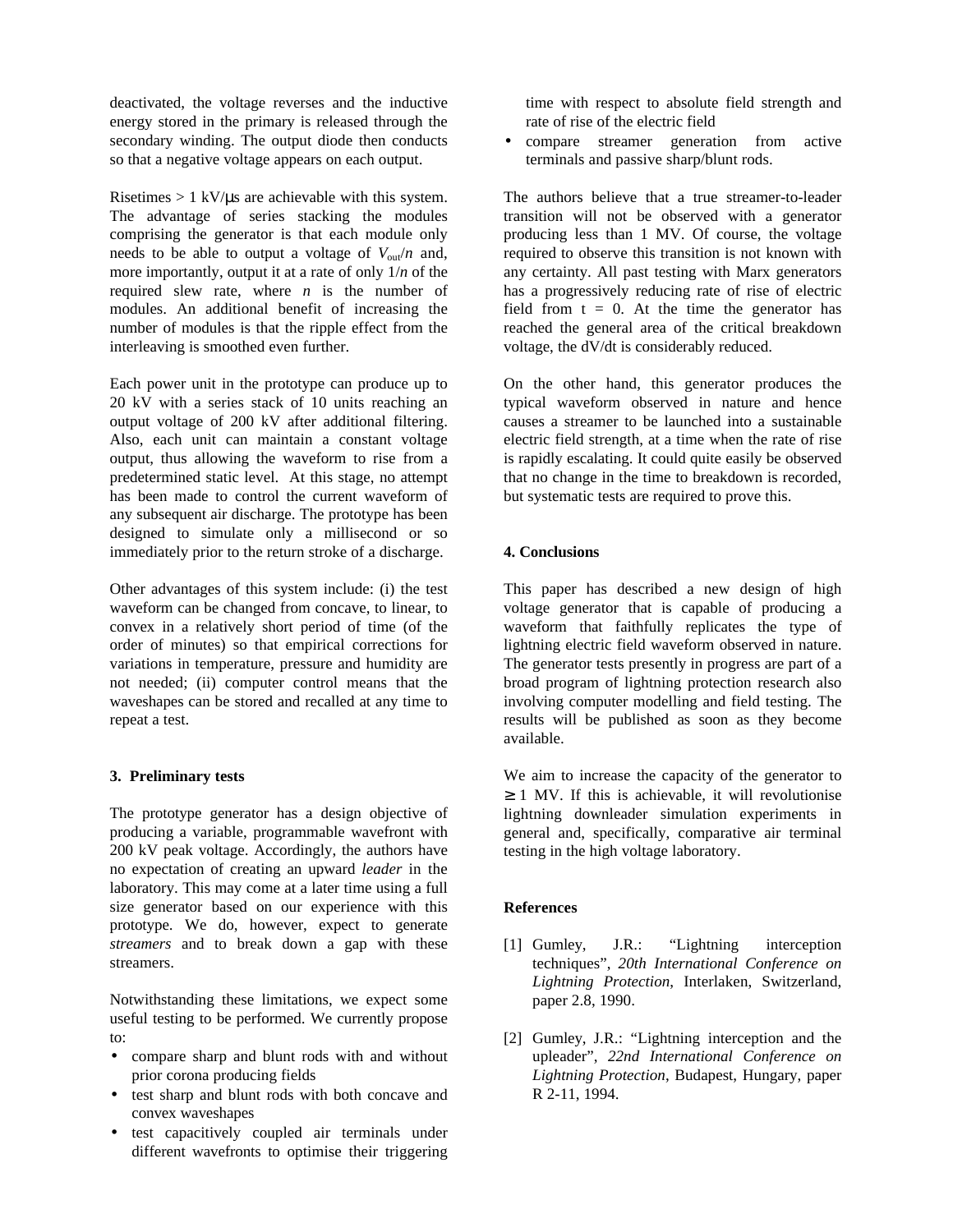deactivated, the voltage reverses and the inductive energy stored in the primary is released through the secondary winding. The output diode then conducts so that a negative voltage appears on each output.

Risetimes > 1 kV/μs are achievable with this system. The advantage of series stacking the modules comprising the generator is that each module only needs to be able to output a voltage of $V_{out}/n$ and, more importantly, output it at a rate of only $1/n$ of the required slew rate, where $n$ is the number of modules. An additional benefit of increasing the number of modules is that the ripple effect from the interleaving is smoothed even further.

Each power unit in the prototype can produce up to 20 kV with a series stack of 10 units reaching an output voltage of 200 kV after additional filtering. Also, each unit can maintain a constant voltage output, thus allowing the waveform to rise from a predetermined static level. At this stage, no attempt has been made to control the current waveform of any subsequent air discharge. The prototype has been designed to simulate only a millisecond or so immediately prior to the return stroke of a discharge.

Other advantages of this system include: (i) the test waveform can be changed from concave, to linear, to convex in a relatively short period of time (of the order of minutes) so that empirical corrections for variations in temperature, pressure and humidity are not needed; (ii) computer control means that the waveshapes can be stored and recalled at any time to repeat a test.

## 3. Preliminary tests

The prototype generator has a design objective of producing a variable, programmable wavefront with 200 kV peak voltage. Accordingly, the authors have no expectation of creating an upward *leader* in the laboratory. This may come at a later time using a full size generator based on our experience with this prototype. We do, however, expect to generate *streamers* and to break down a gap with these streamers.

Notwithstanding these limitations, we expect some useful testing to be performed. We currently propose to:

- compare sharp and blunt rods with and without prior corona producing fields
- test sharp and blunt rods with both concave and convex waveshapes
- test capacitively coupled air terminals under different wavefronts to optimise their triggering time with respect to absolute field strength and rate of rise of the electric field
- compare streamer generation from active terminals and passive sharp/blunt rods.

The authors believe that a true streamer-to-leader transition will not be observed with a generator producing less than 1 MV. Of course, the voltage required to observe this transition is not known with any certainty. All past testing with Marx generators has a progressively reducing rate of rise of electric field from t = 0. At the time the generator has reached the general area of the critical breakdown voltage, the dV/dt is considerably reduced.

On the other hand, this generator produces the typical waveform observed in nature and hence causes a streamer to be launched into a sustainable electric field strength, at a time when the rate of rise is rapidly escalating. It could quite easily be observed that no change in the time to breakdown is recorded, but systematic tests are required to prove this.

## 4. Conclusions

This paper has described a new design of high voltage generator that is capable of producing a waveform that faithfully replicates the type of lightning electric field waveform observed in nature. The generator tests presently in progress are part of a broad program of lightning protection research also involving computer modelling and field testing. The results will be published as soon as they become available.

We aim to increase the capacity of the generator to $\geq$ 1 MV. If this is achievable, it will revolutionise lightning downleader simulation experiments in general and, specifically, comparative air terminal testing in the high voltage laboratory.

## References

[1] Gumley, J.R.: "Lightning interception techniques", *20th International Conference on Lightning Protection*, Interlaken, Switzerland, paper 2.8, 1990.

[2] Gumley, J.R.: "Lightning interception and the upleader", *22nd International Conference on Lightning Protection*, Budapest, Hungary, paper R 2-11, 1994.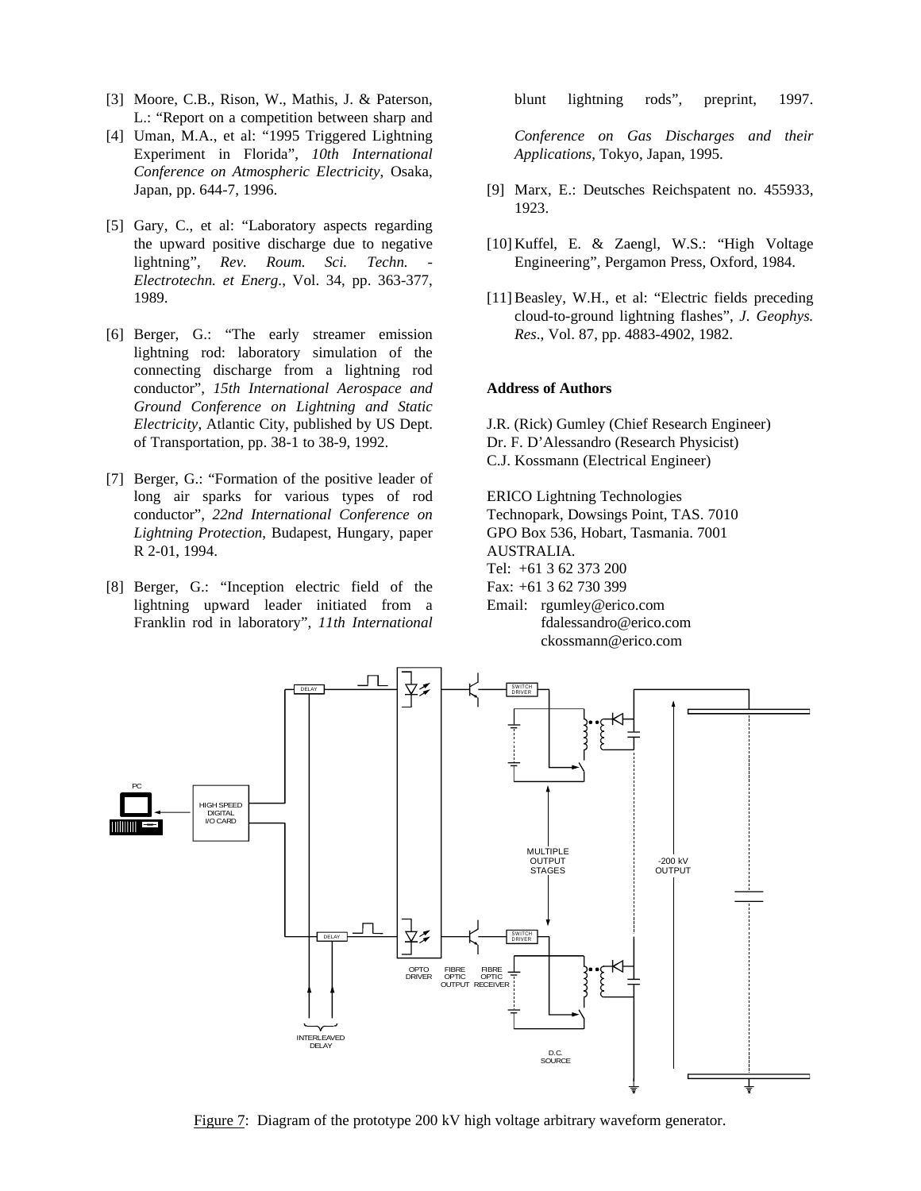[3] Moore, C.B., Rison, W., Mathis, J. & Paterson, L.: "Report on a competition between sharp and blunt lightning rods", preprint, 1997.

[4] Uman, M.A., et al: "1995 Triggered Lightning Experiment in Florida", *10th International Conference on Atmospheric Electricity*, Osaka, Japan, pp. 644-7, 1996.

[5] Gary, C., et al: "Laboratory aspects regarding the upward positive discharge due to negative lightning", *Rev. Roum. Sci. Techn. - Electrotechn. et Energ.*, Vol. 34, pp. 363-377, 1989.

[6] Berger, G.: "The early streamer emission lightning rod: laboratory simulation of the connecting discharge from a lightning rod conductor", *15th International Aerospace and Ground Conference on Lightning and Static Electricity*, Atlantic City, published by US Dept. of Transportation, pp. 38-1 to 38-9, 1992.

[7] Berger, G.: "Formation of the positive leader of long air sparks for various types of rod conductor", *22nd International Conference on Lightning Protection*, Budapest, Hungary, paper R 2-01, 1994.

[8] Berger, G.: "Inception electric field of the lightning upward leader initiated from a Franklin rod in laboratory", *11th International Conference on Gas Discharges and their Applications*, Tokyo, Japan, 1995.

[9] Marx, E.: Deutsches Reichspatent no. 455933, 1923.

[10] Kuffel, E. & Zaengl, W.S.: "High Voltage Engineering", Pergamon Press, Oxford, 1984.

[11] Beasley, W.H., et al: "Electric fields preceding cloud-to-ground lightning flashes", *J. Geophys. Res.*, Vol. 87, pp. 4883-4902, 1982.

**Address of Authors**

J.R. (Rick) Gumley (Chief Research Engineer)
Dr. F. D'Alessandro (Research Physicist)
C.J. Kossmann (Electrical Engineer)

ERICO Lightning Technologies
Technopark, Dowsings Point, TAS. 7010
GPO Box 536, Hobart, Tasmania. 7001
AUSTRALIA.
Tel: +61 3 62 373 200
Fax: +61 3 62 730 399
Email: rgumley@erico.com
fdalessandro@erico.com
ckossmann@erico.com

PC
HIGH SPEED DIGITAL I/O CARD
DELAY
DELAY
INTERLEAVED DELAY
OPTO DRIVER
FIBRE OPTIC OUTPUT
FIBRE OPTIC RECEIVER
SWITCH DRIVER
SWITCH DRIVER
MULTIPLE OUTPUT STAGES
D.C. SOURCE
-200 kV OUTPUT

Figure 7: Diagram of the prototype 200 kV high voltage arbitrary waveform generator.